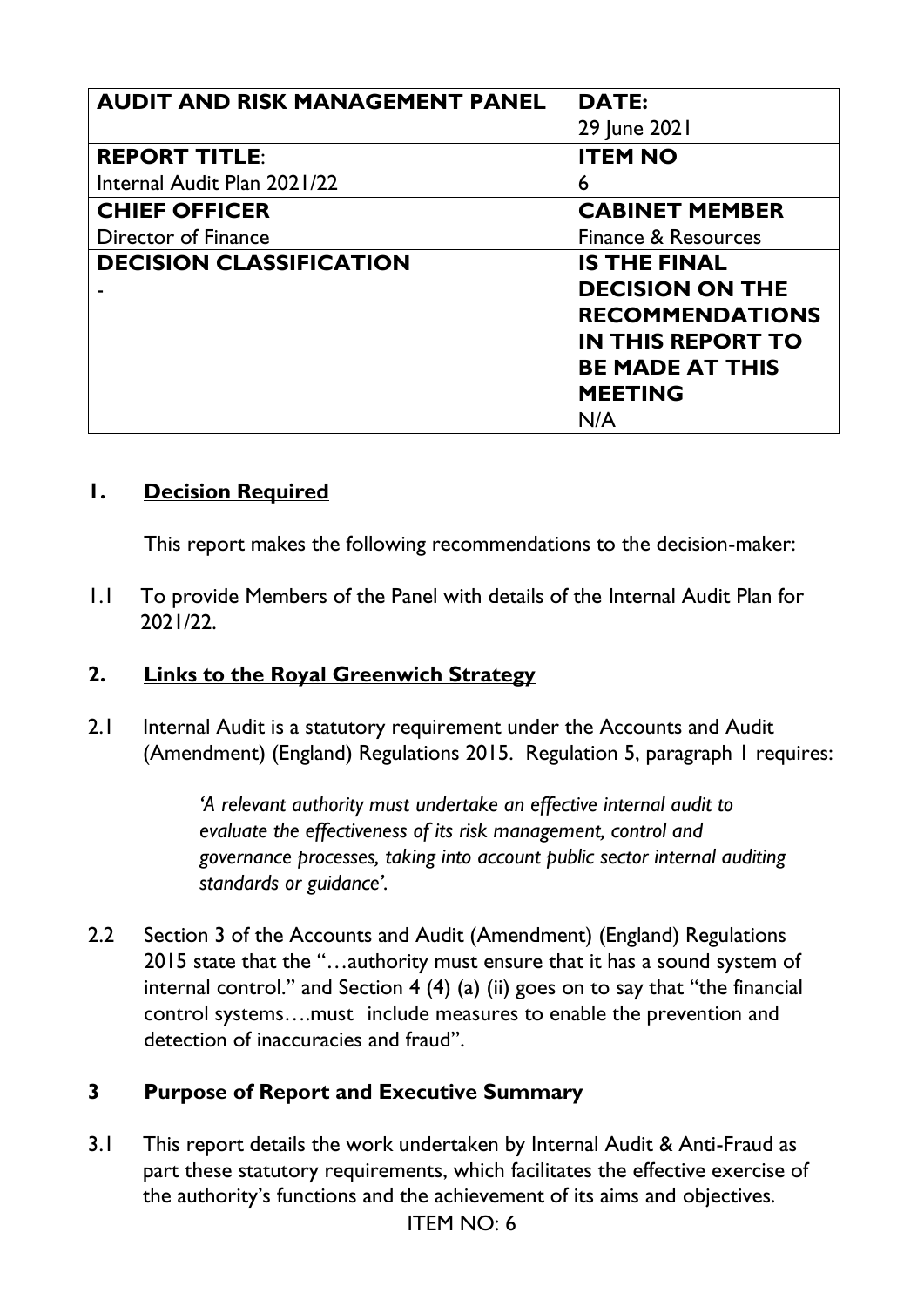| AUDIT AND RISK MANAGEMENT PANEL | DATE: 29 June 2021 |
| --- | --- |
| **REPORT TITLE**: Internal Audit Plan 2021/22 | **ITEM NO** 6 |
| **CHIEF OFFICER** Director of Finance | **CABINET MEMBER** Finance & Resources |
| **DECISION CLASSIFICATION** - | **IS THE FINAL DECISION ON THE RECOMMENDATIONS IN THIS REPORT TO BE MADE AT THIS MEETING** N/A |

## 1. Decision Required

This report makes the following recommendations to the decision-maker:

1.1 To provide Members of the Panel with details of the Internal Audit Plan for 2021/22.

## 2. Links to the Royal Greenwich Strategy

2.1 Internal Audit is a statutory requirement under the Accounts and Audit (Amendment) (England) Regulations 2015. Regulation 5, paragraph 1 requires:

> *'A relevant authority must undertake an effective internal audit to evaluate the effectiveness of its risk management, control and governance processes, taking into account public sector internal auditing standards or guidance'.*

2.2 Section 3 of the Accounts and Audit (Amendment) (England) Regulations 2015 state that the "…authority must ensure that it has a sound system of internal control." and Section 4 (4) (a) (ii) goes on to say that "the financial control systems….must include measures to enable the prevention and detection of inaccuracies and fraud".

## 3 Purpose of Report and Executive Summary

3.1 This report details the work undertaken by Internal Audit & Anti-Fraud as part these statutory requirements, which facilitates the effective exercise of the authority's functions and the achievement of its aims and objectives.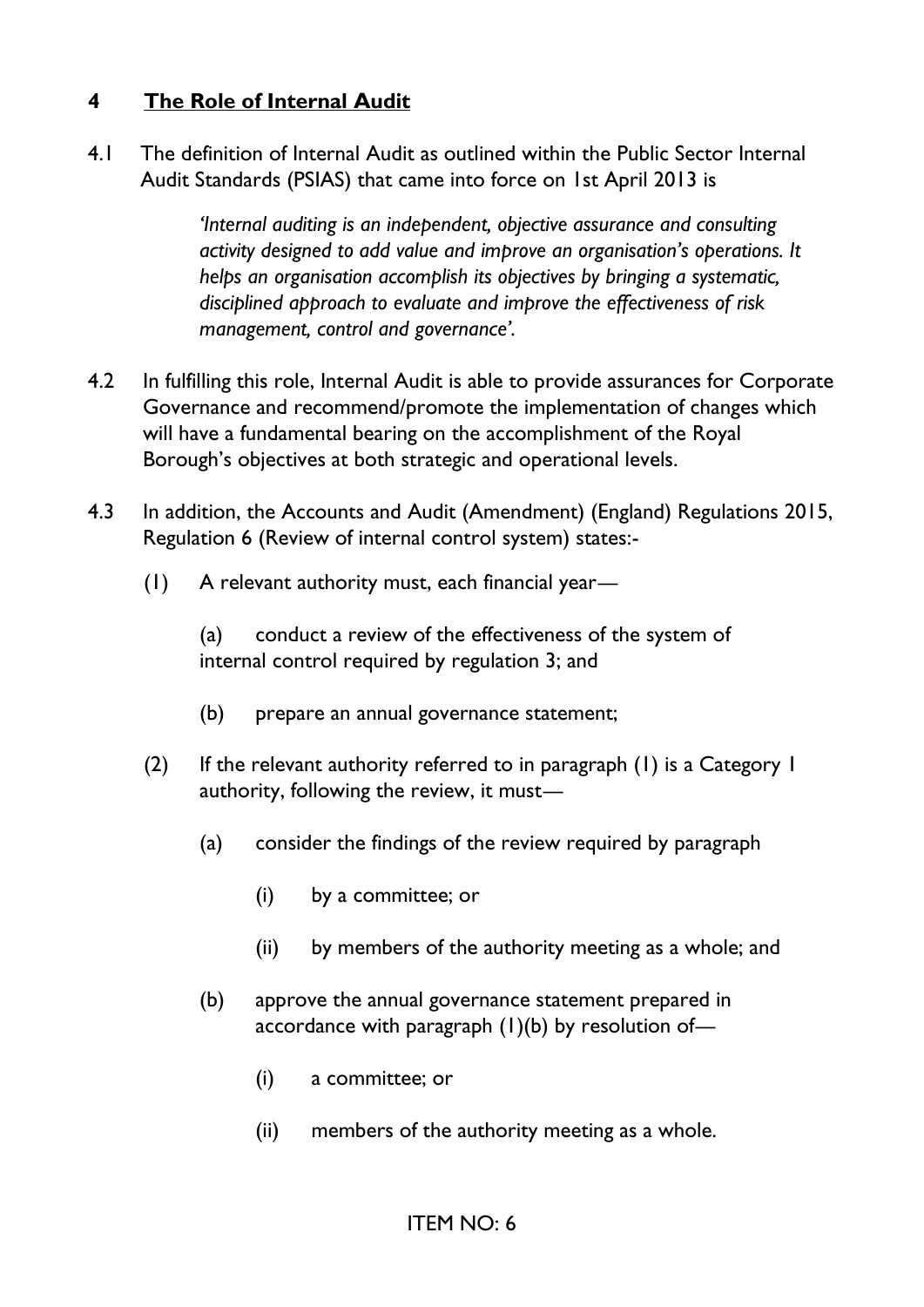## 4 The Role of Internal Audit

4.1 The definition of Internal Audit as outlined within the Public Sector Internal Audit Standards (PSIAS) that came into force on 1st April 2013 is

> *'Internal auditing is an independent, objective assurance and consulting activity designed to add value and improve an organisation's operations. It helps an organisation accomplish its objectives by bringing a systematic, disciplined approach to evaluate and improve the effectiveness of risk management, control and governance'.*

4.2 In fulfilling this role, Internal Audit is able to provide assurances for Corporate Governance and recommend/promote the implementation of changes which will have a fundamental bearing on the accomplishment of the Royal Borough's objectives at both strategic and operational levels.

4.3 In addition, the Accounts and Audit (Amendment) (England) Regulations 2015, Regulation 6 (Review of internal control system) states:-

(1) A relevant authority must, each financial year—

(a) conduct a review of the effectiveness of the system of internal control required by regulation 3; and

(b) prepare an annual governance statement;

(2) If the relevant authority referred to in paragraph (1) is a Category 1 authority, following the review, it must—

(a) consider the findings of the review required by paragraph

(i) by a committee; or

(ii) by members of the authority meeting as a whole; and

(b) approve the annual governance statement prepared in accordance with paragraph (1)(b) by resolution of—

(i) a committee; or

(ii) members of the authority meeting as a whole.

ITEM NO: 6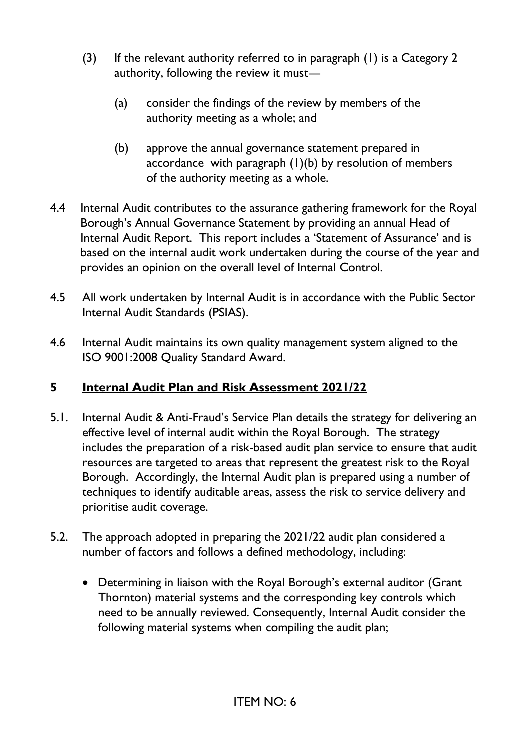(3) If the relevant authority referred to in paragraph (1) is a Category 2 authority, following the review it must—

(a) consider the findings of the review by members of the authority meeting as a whole; and

(b) approve the annual governance statement prepared in accordance with paragraph (1)(b) by resolution of members of the authority meeting as a whole.

4.4 Internal Audit contributes to the assurance gathering framework for the Royal Borough's Annual Governance Statement by providing an annual Head of Internal Audit Report. This report includes a 'Statement of Assurance' and is based on the internal audit work undertaken during the course of the year and provides an opinion on the overall level of Internal Control.

4.5 All work undertaken by Internal Audit is in accordance with the Public Sector Internal Audit Standards (PSIAS).

4.6 Internal Audit maintains its own quality management system aligned to the ISO 9001:2008 Quality Standard Award.

## 5 Internal Audit Plan and Risk Assessment 2021/22

5.1. Internal Audit & Anti-Fraud's Service Plan details the strategy for delivering an effective level of internal audit within the Royal Borough. The strategy includes the preparation of a risk-based audit plan service to ensure that audit resources are targeted to areas that represent the greatest risk to the Royal Borough. Accordingly, the Internal Audit plan is prepared using a number of techniques to identify auditable areas, assess the risk to service delivery and prioritise audit coverage.

5.2. The approach adopted in preparing the 2021/22 audit plan considered a number of factors and follows a defined methodology, including:

- Determining in liaison with the Royal Borough's external auditor (Grant Thornton) material systems and the corresponding key controls which need to be annually reviewed. Consequently, Internal Audit consider the following material systems when compiling the audit plan;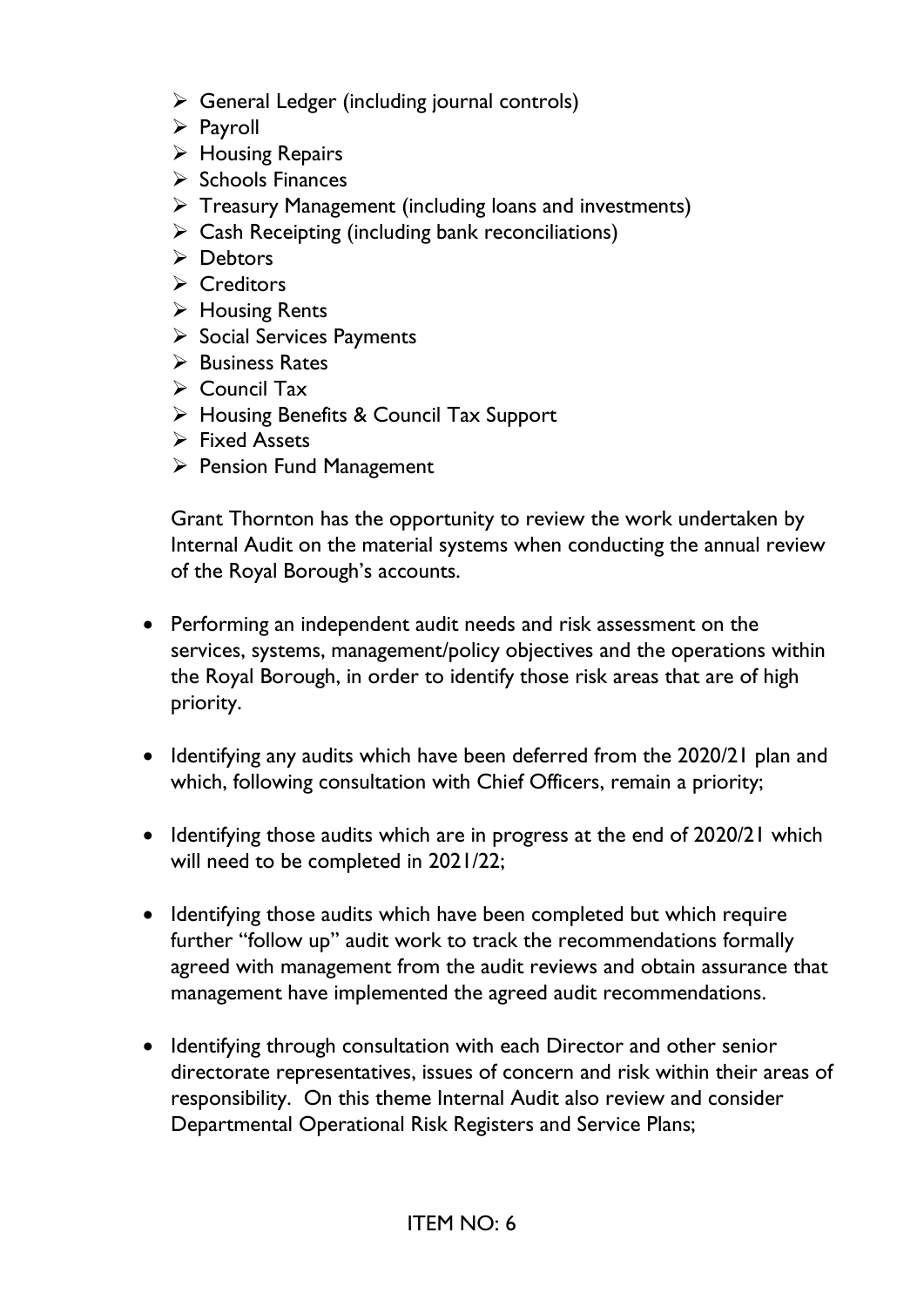- General Ledger (including journal controls)
- Payroll
- Housing Repairs
- Schools Finances
- Treasury Management (including loans and investments)
- Cash Receipting (including bank reconciliations)
- Debtors
- Creditors
- Housing Rents
- Social Services Payments
- Business Rates
- Council Tax
- Housing Benefits & Council Tax Support
- Fixed Assets
- Pension Fund Management

Grant Thornton has the opportunity to review the work undertaken by Internal Audit on the material systems when conducting the annual review of the Royal Borough's accounts.

- Performing an independent audit needs and risk assessment on the services, systems, management/policy objectives and the operations within the Royal Borough, in order to identify those risk areas that are of high priority.

- Identifying any audits which have been deferred from the 2020/21 plan and which, following consultation with Chief Officers, remain a priority;

- Identifying those audits which are in progress at the end of 2020/21 which will need to be completed in 2021/22;

- Identifying those audits which have been completed but which require further "follow up" audit work to track the recommendations formally agreed with management from the audit reviews and obtain assurance that management have implemented the agreed audit recommendations.

- Identifying through consultation with each Director and other senior directorate representatives, issues of concern and risk within their areas of responsibility. On this theme Internal Audit also review and consider Departmental Operational Risk Registers and Service Plans;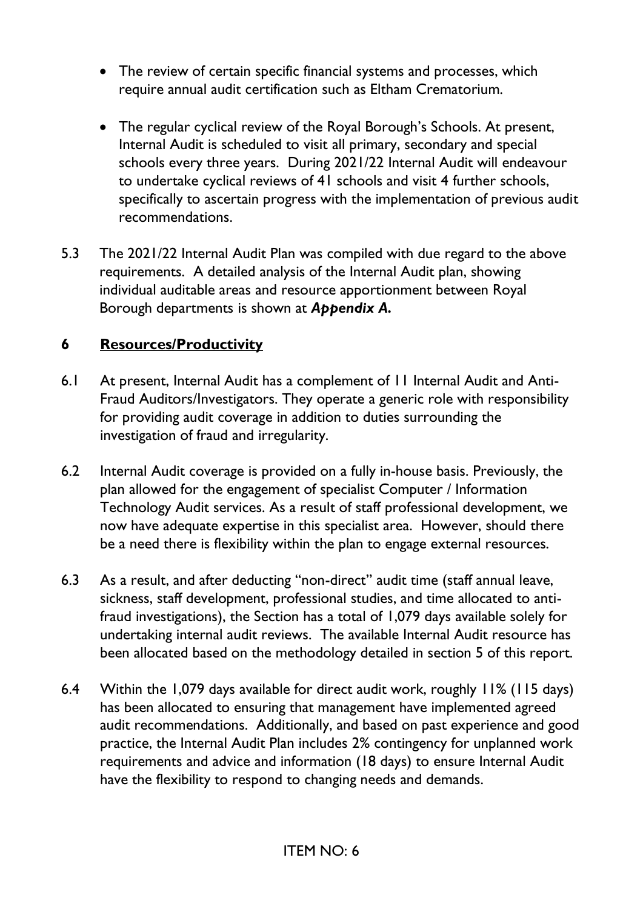- The review of certain specific financial systems and processes, which require annual audit certification such as Eltham Crematorium.

- The regular cyclical review of the Royal Borough's Schools. At present, Internal Audit is scheduled to visit all primary, secondary and special schools every three years. During 2021/22 Internal Audit will endeavour to undertake cyclical reviews of 41 schools and visit 4 further schools, specifically to ascertain progress with the implementation of previous audit recommendations.

5.3 The 2021/22 Internal Audit Plan was compiled with due regard to the above requirements. A detailed analysis of the Internal Audit plan, showing individual auditable areas and resource apportionment between Royal Borough departments is shown at ***Appendix A.***

## 6 Resources/Productivity

6.1 At present, Internal Audit has a complement of 11 Internal Audit and Anti-Fraud Auditors/Investigators. They operate a generic role with responsibility for providing audit coverage in addition to duties surrounding the investigation of fraud and irregularity.

6.2 Internal Audit coverage is provided on a fully in-house basis. Previously, the plan allowed for the engagement of specialist Computer / Information Technology Audit services. As a result of staff professional development, we now have adequate expertise in this specialist area. However, should there be a need there is flexibility within the plan to engage external resources.

6.3 As a result, and after deducting "non-direct" audit time (staff annual leave, sickness, staff development, professional studies, and time allocated to anti-fraud investigations), the Section has a total of 1,079 days available solely for undertaking internal audit reviews. The available Internal Audit resource has been allocated based on the methodology detailed in section 5 of this report.

6.4 Within the 1,079 days available for direct audit work, roughly 11% (115 days) has been allocated to ensuring that management have implemented agreed audit recommendations. Additionally, and based on past experience and good practice, the Internal Audit Plan includes 2% contingency for unplanned work requirements and advice and information (18 days) to ensure Internal Audit have the flexibility to respond to changing needs and demands.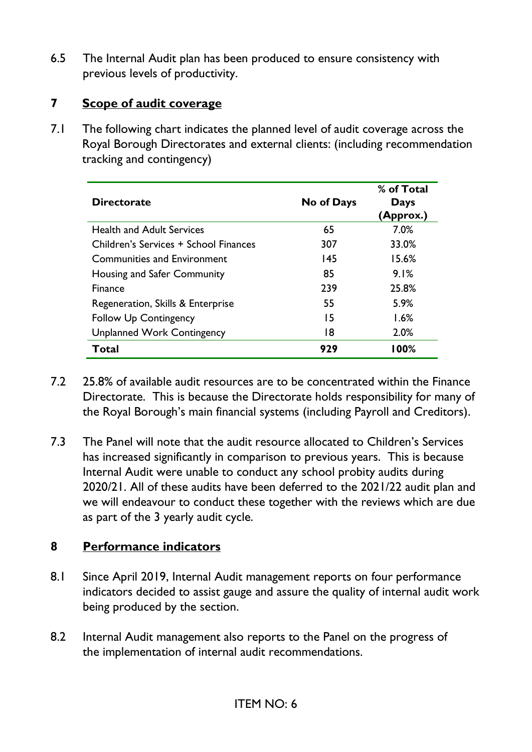6.5 The Internal Audit plan has been produced to ensure consistency with previous levels of productivity.

## 7 Scope of audit coverage

7.1 The following chart indicates the planned level of audit coverage across the Royal Borough Directorates and external clients: (including recommendation tracking and contingency)

| Directorate | No of Days | % of Total Days (Approx.) |
|---|---|---|
| Health and Adult Services | 65 | 7.0% |
| Children's Services + School Finances | 307 | 33.0% |
| Communities and Environment | 145 | 15.6% |
| Housing and Safer Community | 85 | 9.1% |
| Finance | 239 | 25.8% |
| Regeneration, Skills & Enterprise | 55 | 5.9% |
| Follow Up Contingency | 15 | 1.6% |
| Unplanned Work Contingency | 18 | 2.0% |
| **Total** | **929** | **100%** |

7.2 25.8% of available audit resources are to be concentrated within the Finance Directorate. This is because the Directorate holds responsibility for many of the Royal Borough's main financial systems (including Payroll and Creditors).

7.3 The Panel will note that the audit resource allocated to Children's Services has increased significantly in comparison to previous years. This is because Internal Audit were unable to conduct any school probity audits during 2020/21. All of these audits have been deferred to the 2021/22 audit plan and we will endeavour to conduct these together with the reviews which are due as part of the 3 yearly audit cycle.

## 8 Performance indicators

8.1 Since April 2019, Internal Audit management reports on four performance indicators decided to assist gauge and assure the quality of internal audit work being produced by the section.

8.2 Internal Audit management also reports to the Panel on the progress of the implementation of internal audit recommendations.

ITEM NO: 6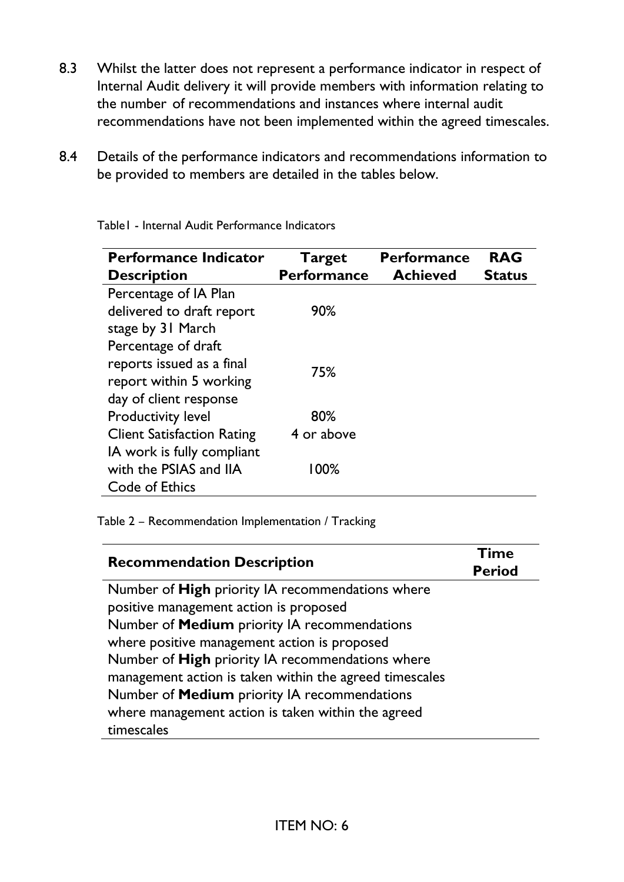8.3 Whilst the latter does not represent a performance indicator in respect of Internal Audit delivery it will provide members with information relating to the number of recommendations and instances where internal audit recommendations have not been implemented within the agreed timescales.

8.4 Details of the performance indicators and recommendations information to be provided to members are detailed in the tables below.

Table1 - Internal Audit Performance Indicators

| Performance Indicator Description | Target Performance | Performance Achieved | RAG Status |
|---|---|---|---|
| Percentage of IA Plan delivered to draft report stage by 31 March | 90% | | |
| Percentage of draft reports issued as a final report within 5 working day of client response | 75% | | |
| Productivity level | 80% | | |
| Client Satisfaction Rating | 4 or above | | |
| IA work is fully compliant with the PSIAS and IIA Code of Ethics | 100% | | |

Table 2 – Recommendation Implementation / Tracking

| Recommendation Description | Time Period |
|---|---|
| Number of **High** priority IA recommendations where positive management action is proposed | |
| Number of **Medium** priority IA recommendations where positive management action is proposed | |
| Number of **High** priority IA recommendations where management action is taken within the agreed timescales | |
| Number of **Medium** priority IA recommendations where management action is taken within the agreed timescales | |

ITEM NO: 6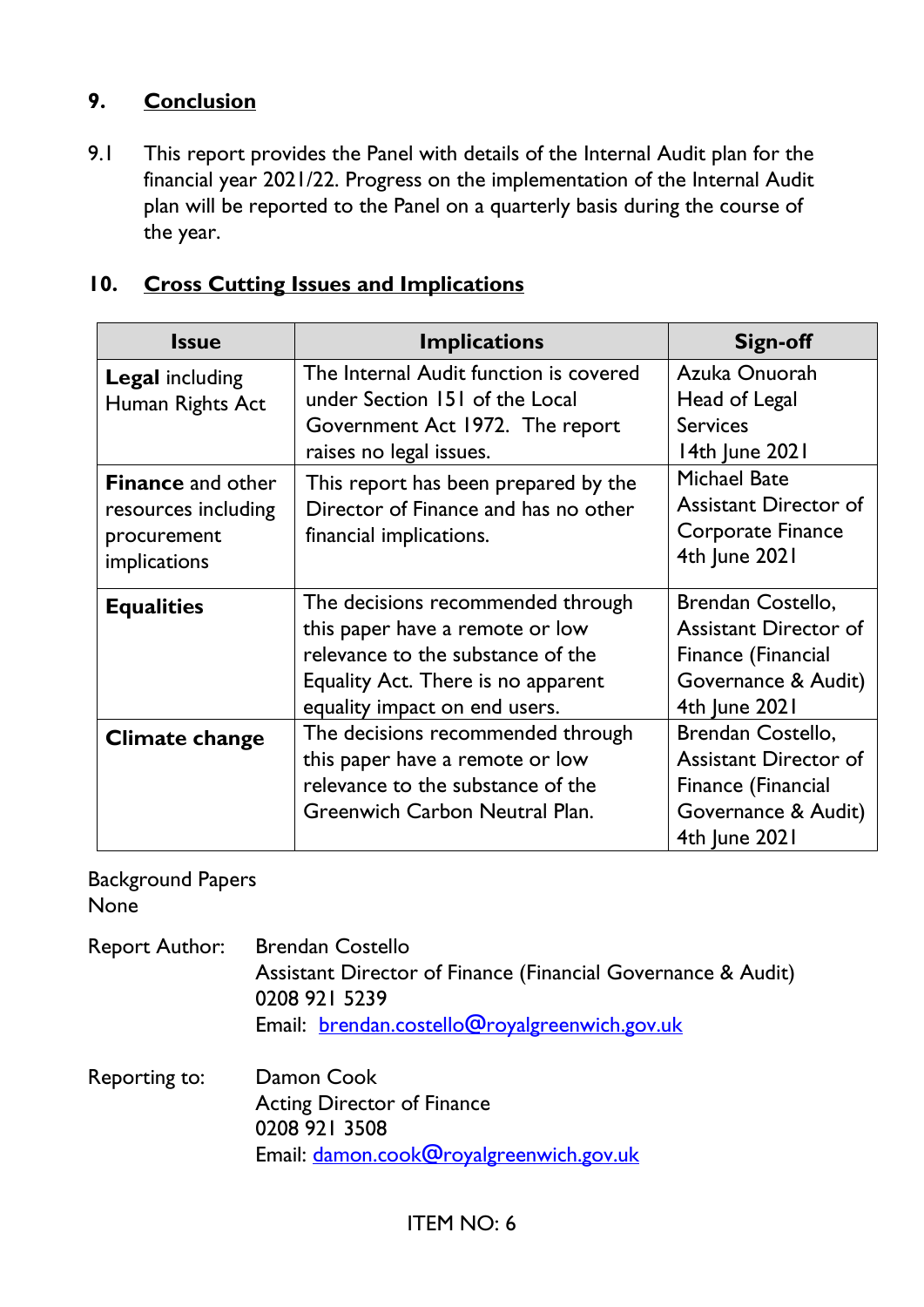## 9. Conclusion

9.1 This report provides the Panel with details of the Internal Audit plan for the financial year 2021/22. Progress on the implementation of the Internal Audit plan will be reported to the Panel on a quarterly basis during the course of the year.

## 10. Cross Cutting Issues and Implications

| Issue | Implications | Sign-off |
|---|---|---|
| **Legal** including Human Rights Act | The Internal Audit function is covered under Section 151 of the Local Government Act 1972. The report raises no legal issues. | Azuka Onuorah<br>Head of Legal Services<br>14th June 2021 |
| **Finance** and other resources including procurement implications | This report has been prepared by the Director of Finance and has no other financial implications. | Michael Bate<br>Assistant Director of Corporate Finance<br>4th June 2021 |
| **Equalities** | The decisions recommended through this paper have a remote or low relevance to the substance of the Equality Act. There is no apparent equality impact on end users. | Brendan Costello,<br>Assistant Director of Finance (Financial Governance & Audit)<br>4th June 2021 |
| **Climate change** | The decisions recommended through this paper have a remote or low relevance to the substance of the Greenwich Carbon Neutral Plan. | Brendan Costello,<br>Assistant Director of Finance (Financial Governance & Audit)<br>4th June 2021 |

Background Papers
None

Report Author: Brendan Costello
Assistant Director of Finance (Financial Governance & Audit)
0208 921 5239
Email: brendan.costello@royalgreenwich.gov.uk

Reporting to: Damon Cook
Acting Director of Finance
0208 921 3508
Email: damon.cook@royalgreenwich.gov.uk

ITEM NO: 6